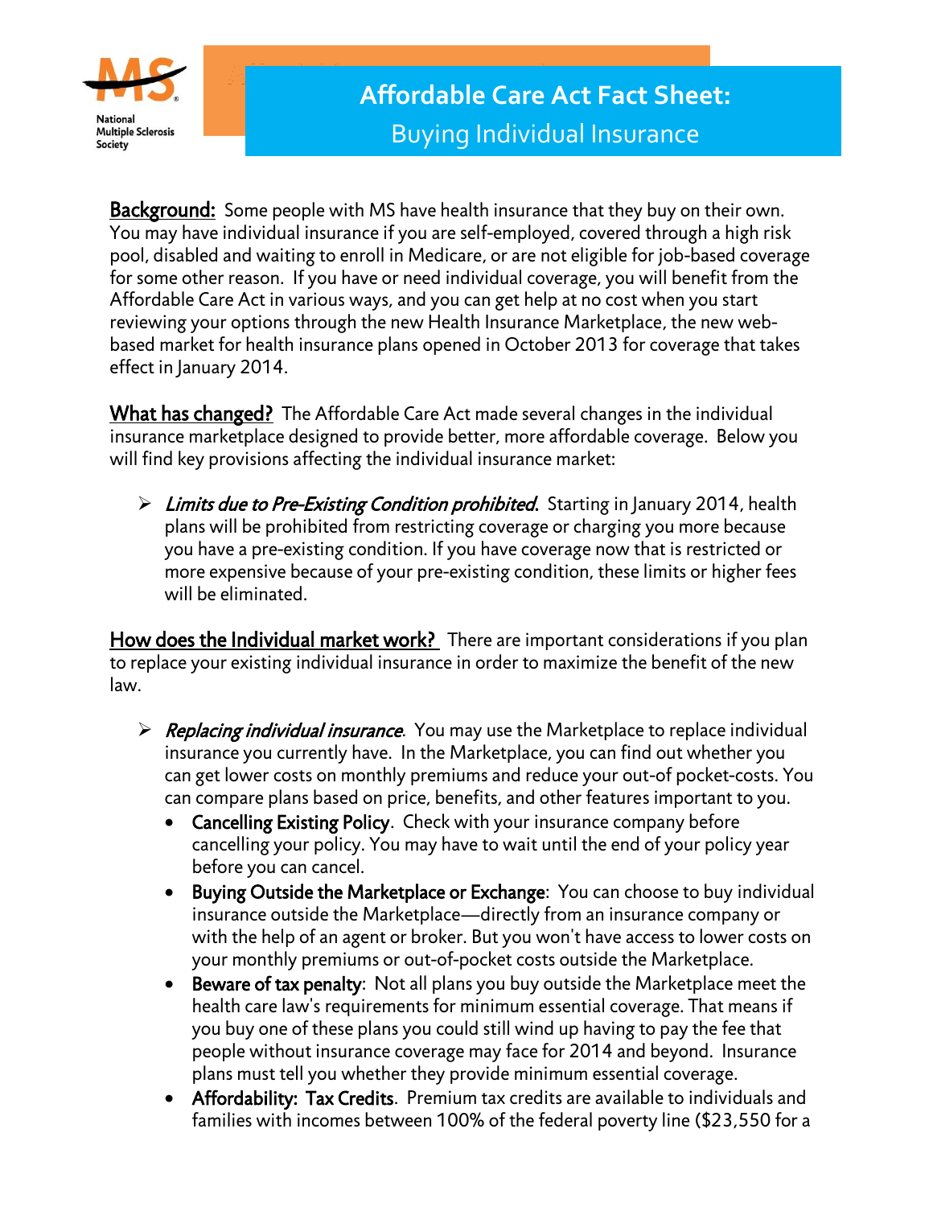National Multiple Sclerosis Society

# Affordable Care Act Fact Sheet: Buying Individual Insurance

**Background:** Some people with MS have health insurance that they buy on their own. You may have individual insurance if you are self-employed, covered through a high risk pool, disabled and waiting to enroll in Medicare, or are not eligible for job-based coverage for some other reason. If you have or need individual coverage, you will benefit from the Affordable Care Act in various ways, and you can get help at no cost when you start reviewing your options through the new Health Insurance Marketplace, the new web-based market for health insurance plans opened in October 2013 for coverage that takes effect in January 2014.

**What has changed?** The Affordable Care Act made several changes in the individual insurance marketplace designed to provide better, more affordable coverage. Below you will find key provisions affecting the individual insurance market:

- *Limits due to Pre-Existing Condition prohibited.* Starting in January 2014, health plans will be prohibited from restricting coverage or charging you more because you have a pre-existing condition. If you have coverage now that is restricted or more expensive because of your pre-existing condition, these limits or higher fees will be eliminated.

**How does the Individual market work?** There are important considerations if you plan to replace your existing individual insurance in order to maximize the benefit of the new law.

- *Replacing individual insurance.* You may use the Marketplace to replace individual insurance you currently have. In the Marketplace, you can find out whether you can get lower costs on monthly premiums and reduce your out-of pocket-costs. You can compare plans based on price, benefits, and other features important to you.
  - **Cancelling Existing Policy**. Check with your insurance company before cancelling your policy. You may have to wait until the end of your policy year before you can cancel.
  - **Buying Outside the Marketplace or Exchange**: You can choose to buy individual insurance outside the Marketplace—directly from an insurance company or with the help of an agent or broker. But you won't have access to lower costs on your monthly premiums or out-of-pocket costs outside the Marketplace.
  - **Beware of tax penalty**: Not all plans you buy outside the Marketplace meet the health care law's requirements for minimum essential coverage. That means if you buy one of these plans you could still wind up having to pay the fee that people without insurance coverage may face for 2014 and beyond. Insurance plans must tell you whether they provide minimum essential coverage.
  - **Affordability: Tax Credits**. Premium tax credits are available to individuals and families with incomes between 100% of the federal poverty line ($23,550 for a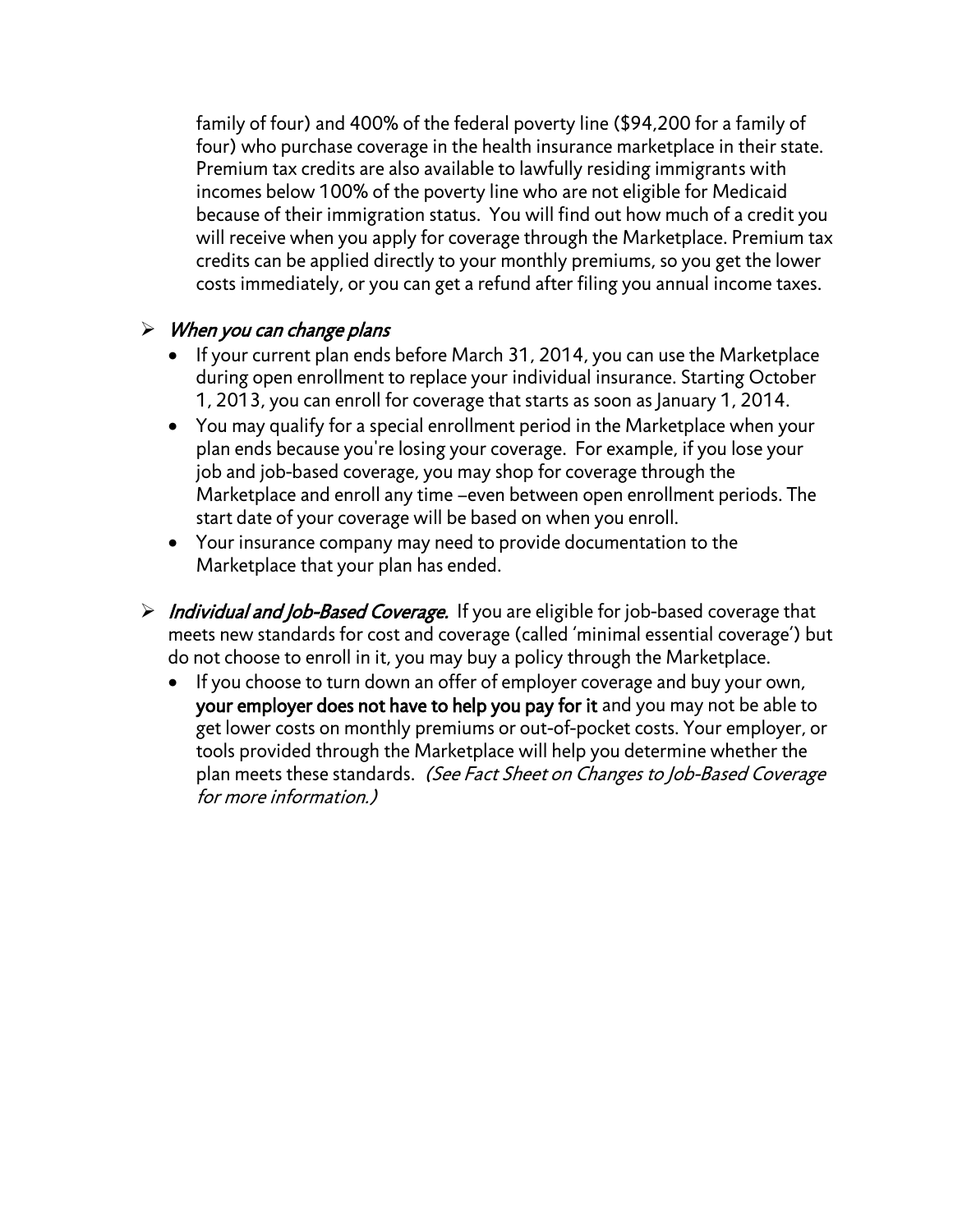family of four) and 400% of the federal poverty line ($94,200 for a family of four) who purchase coverage in the health insurance marketplace in their state. Premium tax credits are also available to lawfully residing immigrants with incomes below 100% of the poverty line who are not eligible for Medicaid because of their immigration status. You will find out how much of a credit you will receive when you apply for coverage through the Marketplace. Premium tax credits can be applied directly to your monthly premiums, so you get the lower costs immediately, or you can get a refund after filing you annual income taxes.

- *When you can change plans*
  - If your current plan ends before March 31, 2014, you can use the Marketplace during open enrollment to replace your individual insurance. Starting October 1, 2013, you can enroll for coverage that starts as soon as January 1, 2014.
  - You may qualify for a special enrollment period in the Marketplace when your plan ends because you're losing your coverage. For example, if you lose your job and job-based coverage, you may shop for coverage through the Marketplace and enroll any time –even between open enrollment periods. The start date of your coverage will be based on when you enroll.
  - Your insurance company may need to provide documentation to the Marketplace that your plan has ended.

- ***Individual and Job-Based Coverage.*** If you are eligible for job-based coverage that meets new standards for cost and coverage (called 'minimal essential coverage') but do not choose to enroll in it, you may buy a policy through the Marketplace.
  - If you choose to turn down an offer of employer coverage and buy your own, **your employer does not have to help you pay for it** and you may not be able to get lower costs on monthly premiums or out-of-pocket costs. Your employer, or tools provided through the Marketplace will help you determine whether the plan meets these standards. *(See Fact Sheet on Changes to Job-Based Coverage for more information.)*